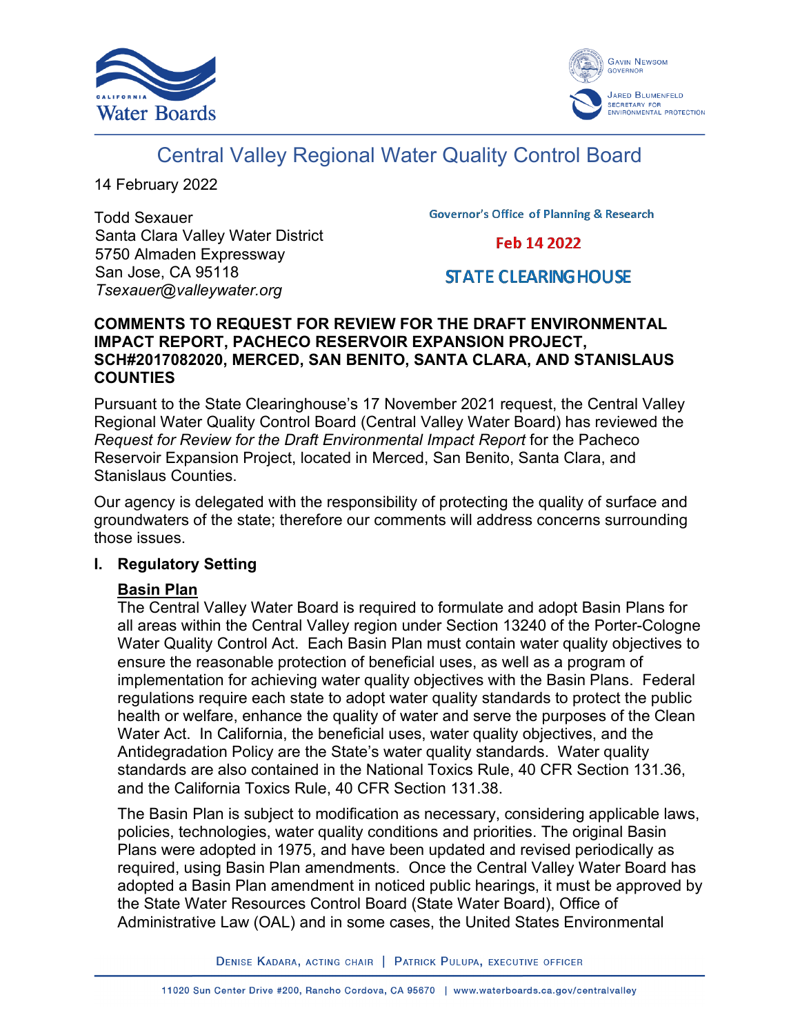# Central Valley Regional Water Quality Control Board

14 February 2022

Todd Sexauer
Santa Clara Valley Water District
5750 Almaden Expressway
San Jose, CA 95118
*Tsexauer@valleywater.org*

Governor's Office of Planning & Research

Feb 14 2022

STATE CLEARINGHOUSE

**COMMENTS TO REQUEST FOR REVIEW FOR THE DRAFT ENVIRONMENTAL IMPACT REPORT, PACHECO RESERVOIR EXPANSION PROJECT, SCH#2017082020, MERCED, SAN BENITO, SANTA CLARA, AND STANISLAUS COUNTIES**

Pursuant to the State Clearinghouse's 17 November 2021 request, the Central Valley Regional Water Quality Control Board (Central Valley Water Board) has reviewed the *Request for Review for the Draft Environmental Impact Report* for the Pacheco Reservoir Expansion Project, located in Merced, San Benito, Santa Clara, and Stanislaus Counties.

Our agency is delegated with the responsibility of protecting the quality of surface and groundwaters of the state; therefore our comments will address concerns surrounding those issues.

## I. Regulatory Setting

**<u>Basin Plan</u>**

The Central Valley Water Board is required to formulate and adopt Basin Plans for all areas within the Central Valley region under Section 13240 of the Porter-Cologne Water Quality Control Act. Each Basin Plan must contain water quality objectives to ensure the reasonable protection of beneficial uses, as well as a program of implementation for achieving water quality objectives with the Basin Plans. Federal regulations require each state to adopt water quality standards to protect the public health or welfare, enhance the quality of water and serve the purposes of the Clean Water Act. In California, the beneficial uses, water quality objectives, and the Antidegradation Policy are the State's water quality standards. Water quality standards are also contained in the National Toxics Rule, 40 CFR Section 131.36, and the California Toxics Rule, 40 CFR Section 131.38.

The Basin Plan is subject to modification as necessary, considering applicable laws, policies, technologies, water quality conditions and priorities. The original Basin Plans were adopted in 1975, and have been updated and revised periodically as required, using Basin Plan amendments. Once the Central Valley Water Board has adopted a Basin Plan amendment in noticed public hearings, it must be approved by the State Water Resources Control Board (State Water Board), Office of Administrative Law (OAL) and in some cases, the United States Environmental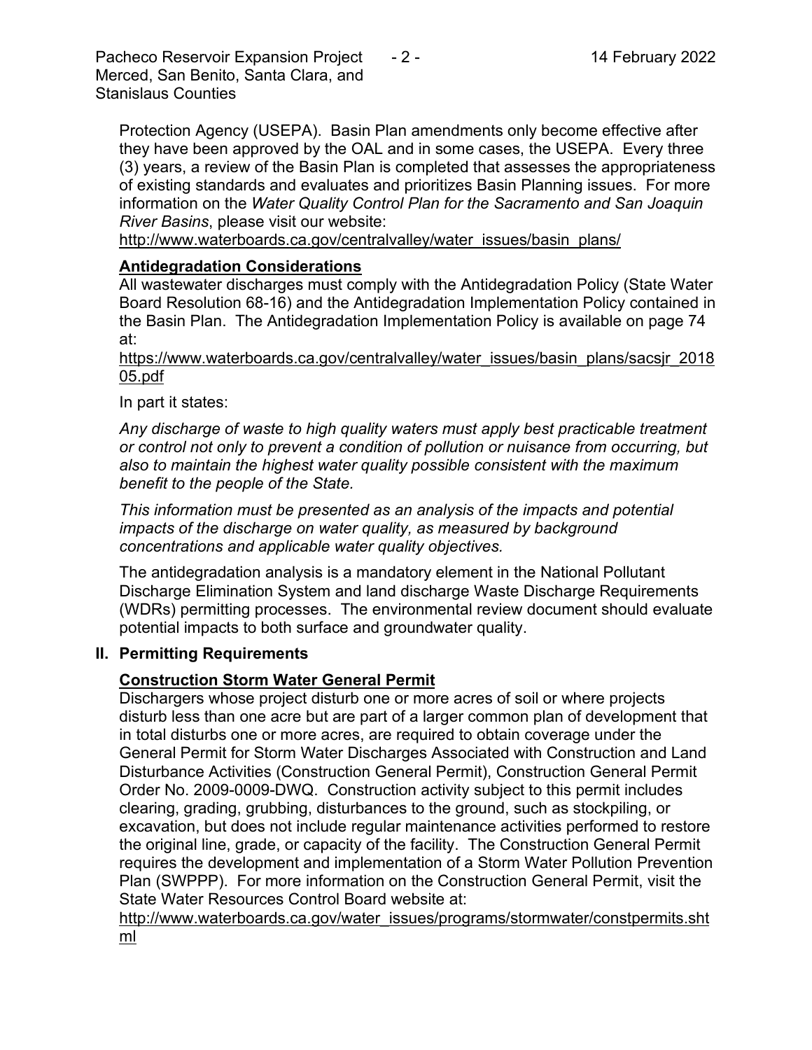Protection Agency (USEPA). Basin Plan amendments only become effective after they have been approved by the OAL and in some cases, the USEPA. Every three (3) years, a review of the Basin Plan is completed that assesses the appropriateness of existing standards and evaluates and prioritizes Basin Planning issues. For more information on the *Water Quality Control Plan for the Sacramento and San Joaquin River Basins*, please visit our website:
http://www.waterboards.ca.gov/centralvalley/water_issues/basin_plans/

**Antidegradation Considerations**

All wastewater discharges must comply with the Antidegradation Policy (State Water Board Resolution 68-16) and the Antidegradation Implementation Policy contained in the Basin Plan. The Antidegradation Implementation Policy is available on page 74 at:
https://www.waterboards.ca.gov/centralvalley/water_issues/basin_plans/sacsjr_201805.pdf

In part it states:

*Any discharge of waste to high quality waters must apply best practicable treatment or control not only to prevent a condition of pollution or nuisance from occurring, but also to maintain the highest water quality possible consistent with the maximum benefit to the people of the State.*

*This information must be presented as an analysis of the impacts and potential impacts of the discharge on water quality, as measured by background concentrations and applicable water quality objectives.*

The antidegradation analysis is a mandatory element in the National Pollutant Discharge Elimination System and land discharge Waste Discharge Requirements (WDRs) permitting processes. The environmental review document should evaluate potential impacts to both surface and groundwater quality.

## II. Permitting Requirements

**Construction Storm Water General Permit**

Dischargers whose project disturb one or more acres of soil or where projects disturb less than one acre but are part of a larger common plan of development that in total disturbs one or more acres, are required to obtain coverage under the General Permit for Storm Water Discharges Associated with Construction and Land Disturbance Activities (Construction General Permit), Construction General Permit Order No. 2009-0009-DWQ. Construction activity subject to this permit includes clearing, grading, grubbing, disturbances to the ground, such as stockpiling, or excavation, but does not include regular maintenance activities performed to restore the original line, grade, or capacity of the facility. The Construction General Permit requires the development and implementation of a Storm Water Pollution Prevention Plan (SWPPP). For more information on the Construction General Permit, visit the State Water Resources Control Board website at:
http://www.waterboards.ca.gov/water_issues/programs/stormwater/constpermits.shtml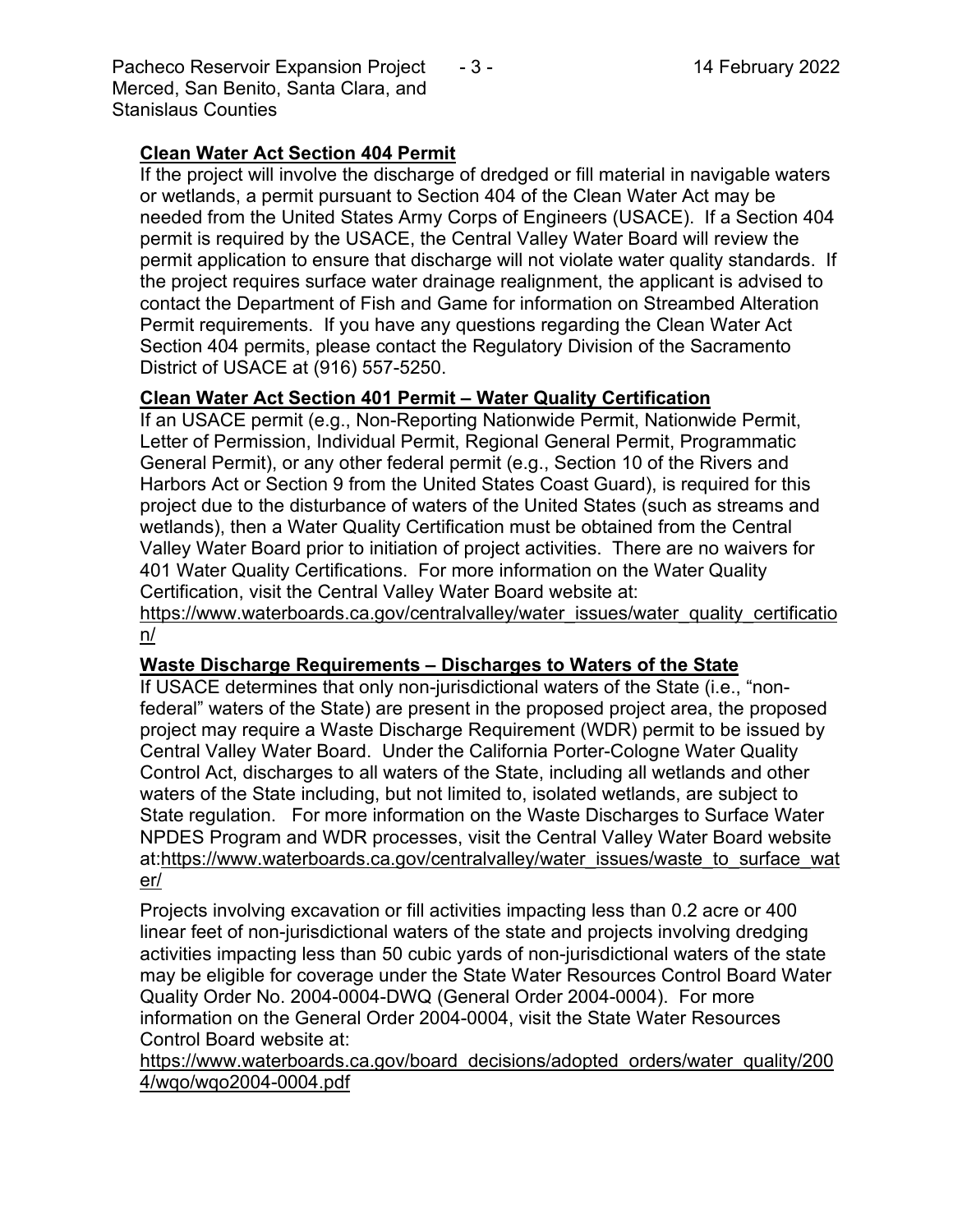**Clean Water Act Section 404 Permit**

If the project will involve the discharge of dredged or fill material in navigable waters or wetlands, a permit pursuant to Section 404 of the Clean Water Act may be needed from the United States Army Corps of Engineers (USACE). If a Section 404 permit is required by the USACE, the Central Valley Water Board will review the permit application to ensure that discharge will not violate water quality standards. If the project requires surface water drainage realignment, the applicant is advised to contact the Department of Fish and Game for information on Streambed Alteration Permit requirements. If you have any questions regarding the Clean Water Act Section 404 permits, please contact the Regulatory Division of the Sacramento District of USACE at (916) 557-5250.

**Clean Water Act Section 401 Permit – Water Quality Certification**

If an USACE permit (e.g., Non-Reporting Nationwide Permit, Nationwide Permit, Letter of Permission, Individual Permit, Regional General Permit, Programmatic General Permit), or any other federal permit (e.g., Section 10 of the Rivers and Harbors Act or Section 9 from the United States Coast Guard), is required for this project due to the disturbance of waters of the United States (such as streams and wetlands), then a Water Quality Certification must be obtained from the Central Valley Water Board prior to initiation of project activities. There are no waivers for 401 Water Quality Certifications. For more information on the Water Quality Certification, visit the Central Valley Water Board website at:
https://www.waterboards.ca.gov/centralvalley/water_issues/water_quality_certification/

**Waste Discharge Requirements – Discharges to Waters of the State**

If USACE determines that only non-jurisdictional waters of the State (i.e., "non-federal" waters of the State) are present in the proposed project area, the proposed project may require a Waste Discharge Requirement (WDR) permit to be issued by Central Valley Water Board. Under the California Porter-Cologne Water Quality Control Act, discharges to all waters of the State, including all wetlands and other waters of the State including, but not limited to, isolated wetlands, are subject to State regulation. For more information on the Waste Discharges to Surface Water NPDES Program and WDR processes, visit the Central Valley Water Board website at:https://www.waterboards.ca.gov/centralvalley/water_issues/waste_to_surface_water/

Projects involving excavation or fill activities impacting less than 0.2 acre or 400 linear feet of non-jurisdictional waters of the state and projects involving dredging activities impacting less than 50 cubic yards of non-jurisdictional waters of the state may be eligible for coverage under the State Water Resources Control Board Water Quality Order No. 2004-0004-DWQ (General Order 2004-0004). For more information on the General Order 2004-0004, visit the State Water Resources Control Board website at:
https://www.waterboards.ca.gov/board_decisions/adopted_orders/water_quality/2004/wqo/wqo2004-0004.pdf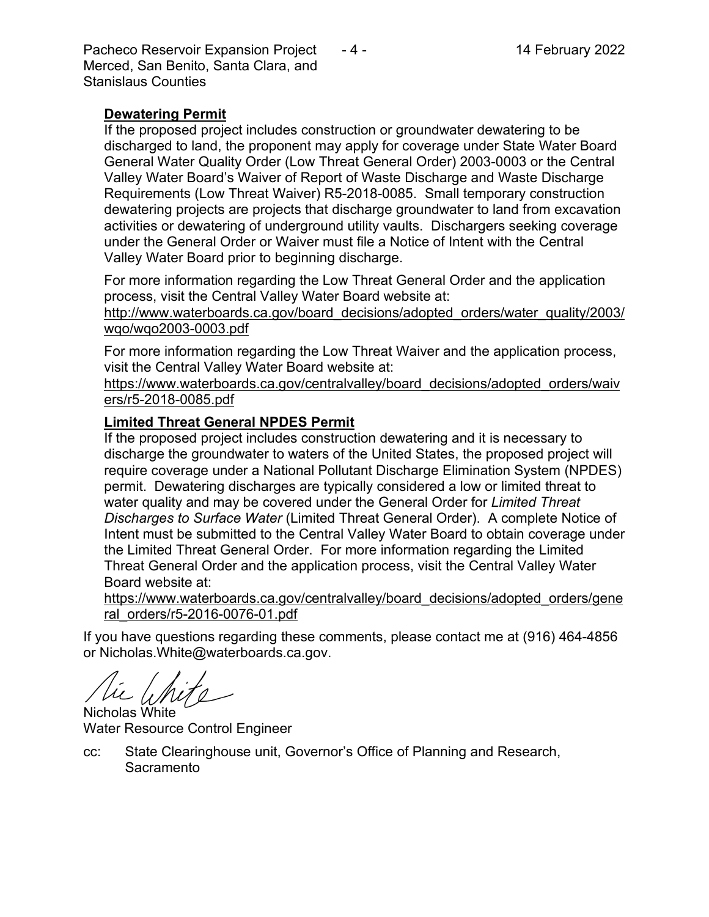**Dewatering Permit**

If the proposed project includes construction or groundwater dewatering to be discharged to land, the proponent may apply for coverage under State Water Board General Water Quality Order (Low Threat General Order) 2003-0003 or the Central Valley Water Board's Waiver of Report of Waste Discharge and Waste Discharge Requirements (Low Threat Waiver) R5-2018-0085. Small temporary construction dewatering projects are projects that discharge groundwater to land from excavation activities or dewatering of underground utility vaults. Dischargers seeking coverage under the General Order or Waiver must file a Notice of Intent with the Central Valley Water Board prior to beginning discharge.

For more information regarding the Low Threat General Order and the application process, visit the Central Valley Water Board website at:
http://www.waterboards.ca.gov/board_decisions/adopted_orders/water_quality/2003/wqo/wqo2003-0003.pdf

For more information regarding the Low Threat Waiver and the application process, visit the Central Valley Water Board website at:
https://www.waterboards.ca.gov/centralvalley/board_decisions/adopted_orders/waivers/r5-2018-0085.pdf

**Limited Threat General NPDES Permit**

If the proposed project includes construction dewatering and it is necessary to discharge the groundwater to waters of the United States, the proposed project will require coverage under a National Pollutant Discharge Elimination System (NPDES) permit. Dewatering discharges are typically considered a low or limited threat to water quality and may be covered under the General Order for *Limited Threat Discharges to Surface Water* (Limited Threat General Order). A complete Notice of Intent must be submitted to the Central Valley Water Board to obtain coverage under the Limited Threat General Order. For more information regarding the Limited Threat General Order and the application process, visit the Central Valley Water Board website at:
https://www.waterboards.ca.gov/centralvalley/board_decisions/adopted_orders/general_orders/r5-2016-0076-01.pdf

If you have questions regarding these comments, please contact me at (916) 464-4856 or Nicholas.White@waterboards.ca.gov.

Nicholas White
Water Resource Control Engineer

cc: State Clearinghouse unit, Governor's Office of Planning and Research, Sacramento